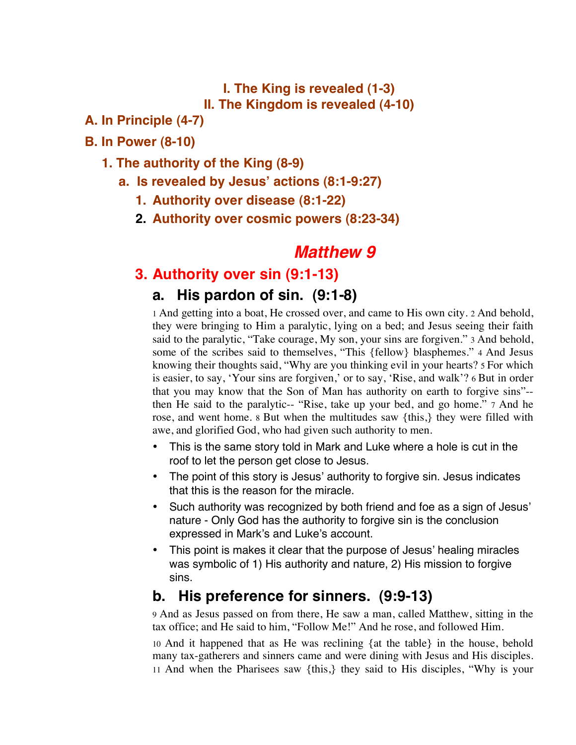### I. The King is revealed (1-3)

### II. The Kingdom is revealed (4-10)

**A. In Principle (4-7)**

**B. In Power (8-10)**

**1. The authority of the King (8-9)**

**a. Is revealed by Jesus' actions (8:1-9:27)**

1. **Authority over disease (8:1-22)**
2. **Authority over cosmic powers (8:23-34)**

# *Matthew 9*

## 3. Authority over sin (9:1-13)

### a. His pardon of sin. (9:1-8)

1 And getting into a boat, He crossed over, and came to His own city. 2 And behold, they were bringing to Him a paralytic, lying on a bed; and Jesus seeing their faith said to the paralytic, "Take courage, My son, your sins are forgiven." 3 And behold, some of the scribes said to themselves, "This {fellow} blasphemes." 4 And Jesus knowing their thoughts said, "Why are you thinking evil in your hearts? 5 For which is easier, to say, 'Your sins are forgiven,' or to say, 'Rise, and walk'? 6 But in order that you may know that the Son of Man has authority on earth to forgive sins"-- then He said to the paralytic-- "Rise, take up your bed, and go home." 7 And he rose, and went home. 8 But when the multitudes saw {this,} they were filled with awe, and glorified God, who had given such authority to men.

- This is the same story told in Mark and Luke where a hole is cut in the roof to let the person get close to Jesus.
- The point of this story is Jesus' authority to forgive sin. Jesus indicates that this is the reason for the miracle.
- Such authority was recognized by both friend and foe as a sign of Jesus' nature - Only God has the authority to forgive sin is the conclusion expressed in Mark's and Luke's account.
- This point is makes it clear that the purpose of Jesus' healing miracles was symbolic of 1) His authority and nature, 2) His mission to forgive sins.

### b. His preference for sinners. (9:9-13)

9 And as Jesus passed on from there, He saw a man, called Matthew, sitting in the tax office; and He said to him, "Follow Me!" And he rose, and followed Him.

10 And it happened that as He was reclining {at the table} in the house, behold many tax-gatherers and sinners came and were dining with Jesus and His disciples. 11 And when the Pharisees saw {this,} they said to His disciples, "Why is your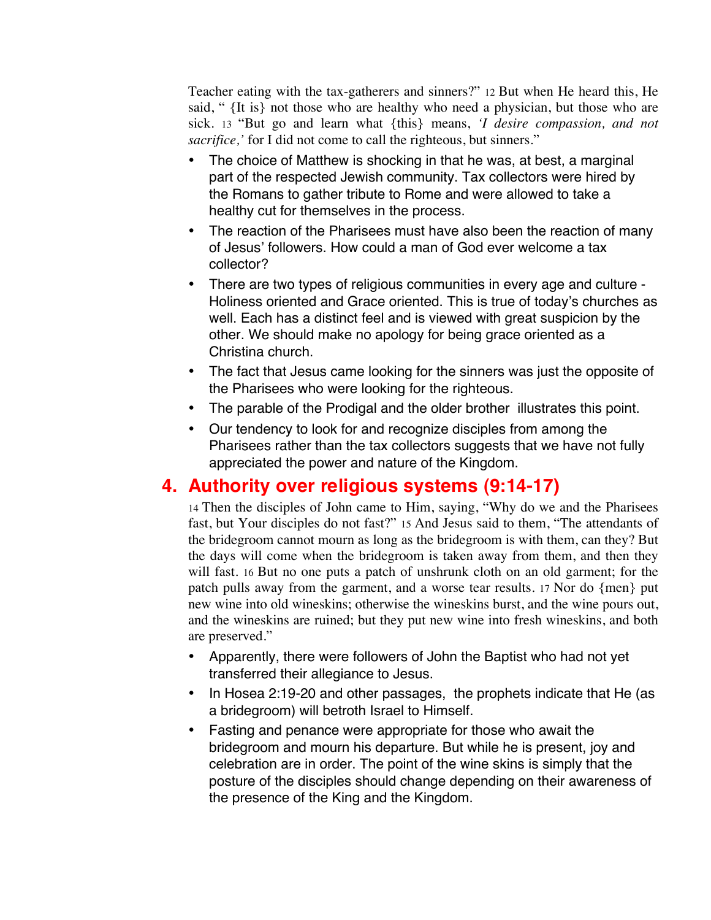Teacher eating with the tax-gatherers and sinners?" 12 But when He heard this, He said, " {It is} not those who are healthy who need a physician, but those who are sick. 13 "But go and learn what {this} means, *'I desire compassion, and not sacrifice,'* for I did not come to call the righteous, but sinners."

- The choice of Matthew is shocking in that he was, at best, a marginal part of the respected Jewish community. Tax collectors were hired by the Romans to gather tribute to Rome and were allowed to take a healthy cut for themselves in the process.
- The reaction of the Pharisees must have also been the reaction of many of Jesus' followers. How could a man of God ever welcome a tax collector?
- There are two types of religious communities in every age and culture - Holiness oriented and Grace oriented. This is true of today's churches as well. Each has a distinct feel and is viewed with great suspicion by the other. We should make no apology for being grace oriented as a Christina church.
- The fact that Jesus came looking for the sinners was just the opposite of the Pharisees who were looking for the righteous.
- The parable of the Prodigal and the older brother illustrates this point.
- Our tendency to look for and recognize disciples from among the Pharisees rather than the tax collectors suggests that we have not fully appreciated the power and nature of the Kingdom.

## 4. Authority over religious systems (9:14-17)

14 Then the disciples of John came to Him, saying, "Why do we and the Pharisees fast, but Your disciples do not fast?" 15 And Jesus said to them, "The attendants of the bridegroom cannot mourn as long as the bridegroom is with them, can they? But the days will come when the bridegroom is taken away from them, and then they will fast. 16 But no one puts a patch of unshrunk cloth on an old garment; for the patch pulls away from the garment, and a worse tear results. 17 Nor do {men} put new wine into old wineskins; otherwise the wineskins burst, and the wine pours out, and the wineskins are ruined; but they put new wine into fresh wineskins, and both are preserved."

- Apparently, there were followers of John the Baptist who had not yet transferred their allegiance to Jesus.
- In Hosea 2:19-20 and other passages, the prophets indicate that He (as a bridegroom) will betroth Israel to Himself.
- Fasting and penance were appropriate for those who await the bridegroom and mourn his departure. But while he is present, joy and celebration are in order. The point of the wine skins is simply that the posture of the disciples should change depending on their awareness of the presence of the King and the Kingdom.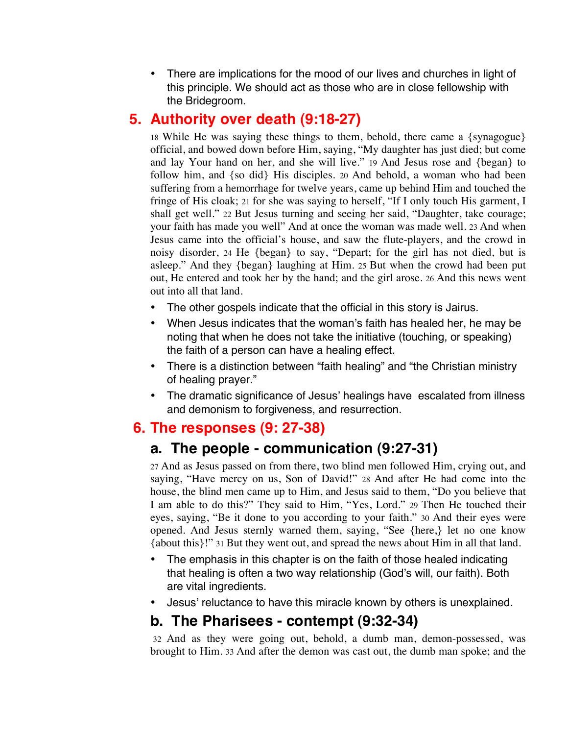- There are implications for the mood of our lives and churches in light of this principle. We should act as those who are in close fellowship with the Bridegroom.

## 5. Authority over death (9:18-27)

18 While He was saying these things to them, behold, there came a {synagogue} official, and bowed down before Him, saying, "My daughter has just died; but come and lay Your hand on her, and she will live." 19 And Jesus rose and {began} to follow him, and {so did} His disciples. 20 And behold, a woman who had been suffering from a hemorrhage for twelve years, came up behind Him and touched the fringe of His cloak; 21 for she was saying to herself, "If I only touch His garment, I shall get well." 22 But Jesus turning and seeing her said, "Daughter, take courage; your faith has made you well" And at once the woman was made well. 23 And when Jesus came into the official's house, and saw the flute-players, and the crowd in noisy disorder, 24 He {began} to say, "Depart; for the girl has not died, but is asleep." And they {began} laughing at Him. 25 But when the crowd had been put out, He entered and took her by the hand; and the girl arose. 26 And this news went out into all that land.

- The other gospels indicate that the official in this story is Jairus.
- When Jesus indicates that the woman's faith has healed her, he may be noting that when he does not take the initiative (touching, or speaking) the faith of a person can have a healing effect.
- There is a distinction between "faith healing" and "the Christian ministry of healing prayer."
- The dramatic significance of Jesus' healings have escalated from illness and demonism to forgiveness, and resurrection.

## 6. The responses (9: 27-38)

### a. The people - communication (9:27-31)

27 And as Jesus passed on from there, two blind men followed Him, crying out, and saying, "Have mercy on us, Son of David!" 28 And after He had come into the house, the blind men came up to Him, and Jesus said to them, "Do you believe that I am able to do this?" They said to Him, "Yes, Lord." 29 Then He touched their eyes, saying, "Be it done to you according to your faith." 30 And their eyes were opened. And Jesus sternly warned them, saying, "See {here,} let no one know {about this}!" 31 But they went out, and spread the news about Him in all that land.

- The emphasis in this chapter is on the faith of those healed indicating that healing is often a two way relationship (God's will, our faith). Both are vital ingredients.
- Jesus' reluctance to have this miracle known by others is unexplained.

### b. The Pharisees - contempt (9:32-34)

32 And as they were going out, behold, a dumb man, demon-possessed, was brought to Him. 33 And after the demon was cast out, the dumb man spoke; and the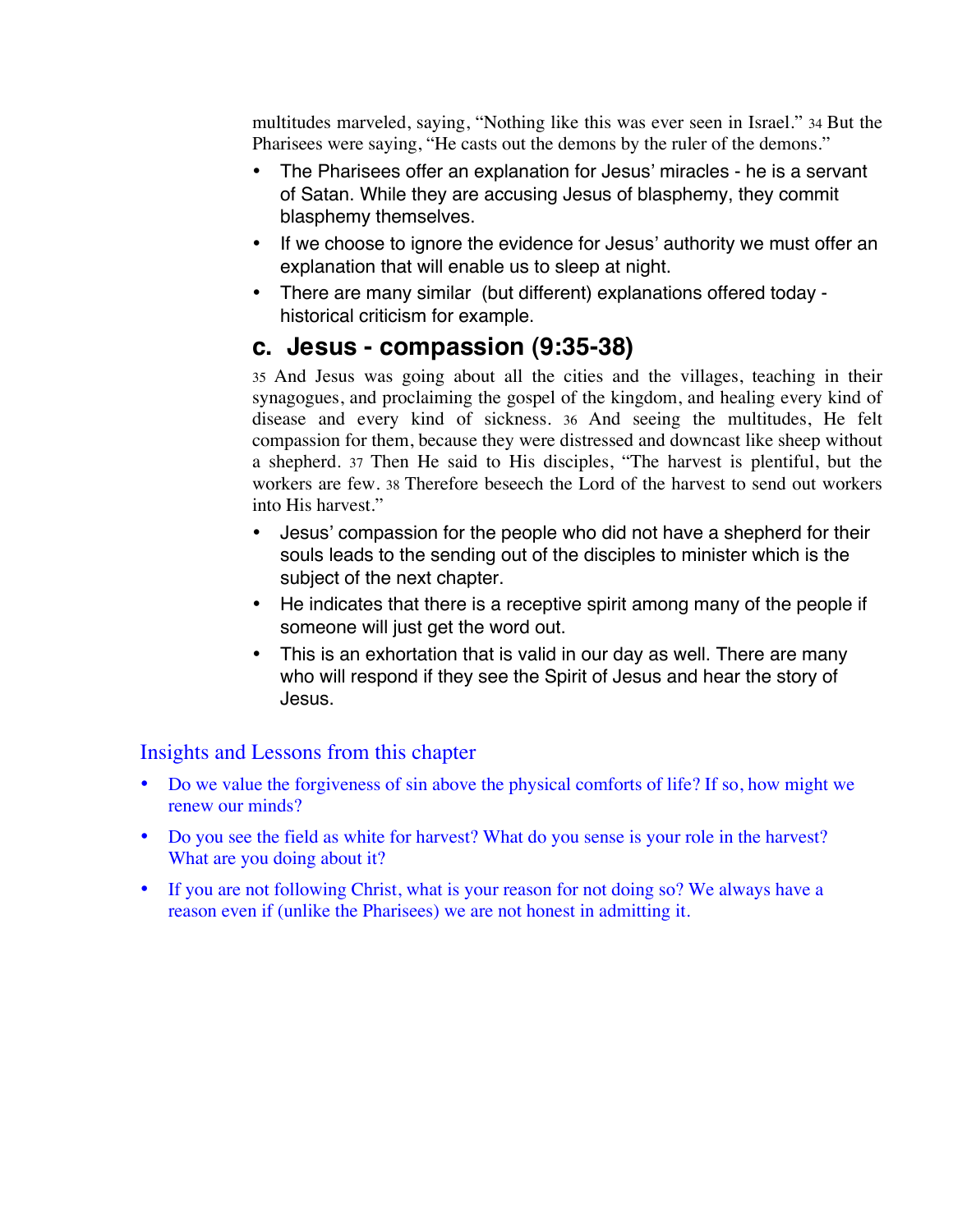multitudes marveled, saying, "Nothing like this was ever seen in Israel." 34 But the Pharisees were saying, "He casts out the demons by the ruler of the demons."

- The Pharisees offer an explanation for Jesus' miracles - he is a servant of Satan. While they are accusing Jesus of blasphemy, they commit blasphemy themselves.
- If we choose to ignore the evidence for Jesus' authority we must offer an explanation that will enable us to sleep at night.
- There are many similar  (but different) explanations offered today - historical criticism for example.

## c.  Jesus - compassion (9:35-38)

35 And Jesus was going about all the cities and the villages, teaching in their synagogues, and proclaiming the gospel of the kingdom, and healing every kind of disease and every kind of sickness. 36 And seeing the multitudes, He felt compassion for them, because they were distressed and downcast like sheep without a shepherd. 37 Then He said to His disciples, "The harvest is plentiful, but the workers are few. 38 Therefore beseech the Lord of the harvest to send out workers into His harvest."

- Jesus' compassion for the people who did not have a shepherd for their souls leads to the sending out of the disciples to minister which is the subject of the next chapter.
- He indicates that there is a receptive spirit among many of the people if someone will just get the word out.
- This is an exhortation that is valid in our day as well. There are many who will respond if they see the Spirit of Jesus and hear the story of Jesus.

## Insights and Lessons from this chapter

- Do we value the forgiveness of sin above the physical comforts of life? If so, how might we renew our minds?
- Do you see the field as white for harvest? What do you sense is your role in the harvest? What are you doing about it?
- If you are not following Christ, what is your reason for not doing so? We always have a reason even if (unlike the Pharisees) we are not honest in admitting it.